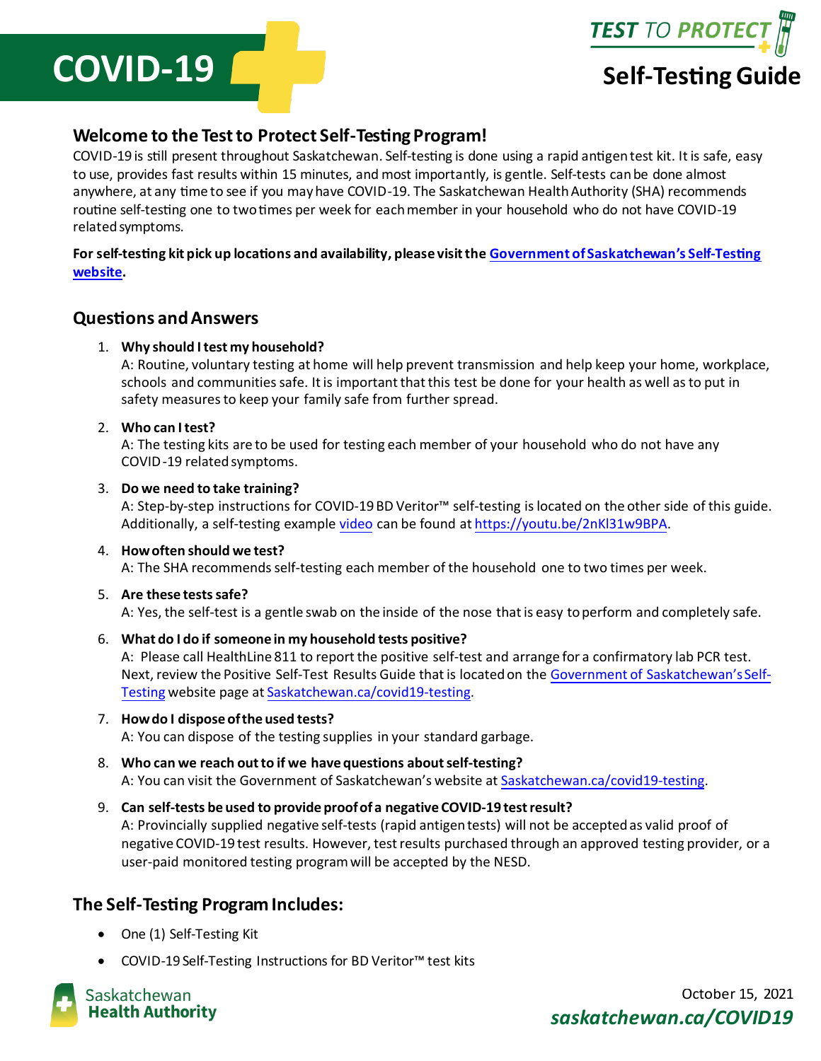# COVID-19

**TEST TO PROTECT**

# Self-Testing Guide

## Welcome to the Test to Protect Self-Testing Program!

COVID-19 is still present throughout Saskatchewan. Self-testing is done using a rapid antigen test kit. It is safe, easy to use, provides fast results within 15 minutes, and most importantly, is gentle. Self-tests can be done almost anywhere, at any time to see if you may have COVID-19. The Saskatchewan Health Authority (SHA) recommends routine self-testing one to two times per week for each member in your household who do not have COVID-19 related symptoms.

**For self-testing kit pick up locations and availability, please visit the Government of Saskatchewan's Self-Testing website.**

## Questions and Answers

1. **Why should I test my household?**
   A: Routine, voluntary testing at home will help prevent transmission and help keep your home, workplace, schools and communities safe. It is important that this test be done for your health as well as to put in safety measures to keep your family safe from further spread.

2. **Who can I test?**
   A: The testing kits are to be used for testing each member of your household who do not have any COVID-19 related symptoms.

3. **Do we need to take training?**
   A: Step-by-step instructions for COVID-19 BD Veritor™ self-testing is located on the other side of this guide. Additionally, a self-testing example video can be found at https://youtu.be/2nKl31w9BPA.

4. **How often should we test?**
   A: The SHA recommends self-testing each member of the household one to two times per week.

5. **Are these tests safe?**
   A: Yes, the self-test is a gentle swab on the inside of the nose that is easy to perform and completely safe.

6. **What do I do if someone in my household tests positive?**
   A: Please call HealthLine 811 to report the positive self-test and arrange for a confirmatory lab PCR test. Next, review the Positive Self-Test Results Guide that is located on the Government of Saskatchewan's Self-Testing website page at Saskatchewan.ca/covid19-testing.

7. **How do I dispose of the used tests?**
   A: You can dispose of the testing supplies in your standard garbage.

8. **Who can we reach out to if we have questions about self-testing?**
   A: You can visit the Government of Saskatchewan's website at Saskatchewan.ca/covid19-testing.

9. **Can self-tests be used to provide proof of a negative COVID-19 test result?**
   A: Provincially supplied negative self-tests (rapid antigen tests) will not be accepted as valid proof of negative COVID-19 test results. However, test results purchased through an approved testing provider, or a user-paid monitored testing program will be accepted by the NESD.

## The Self-Testing Program Includes:

- One (1) Self-Testing Kit
- COVID-19 Self-Testing Instructions for BD Veritor™ test kits

Saskatchewan Health Authority

October 15, 2021

*saskatchewan.ca/COVID19*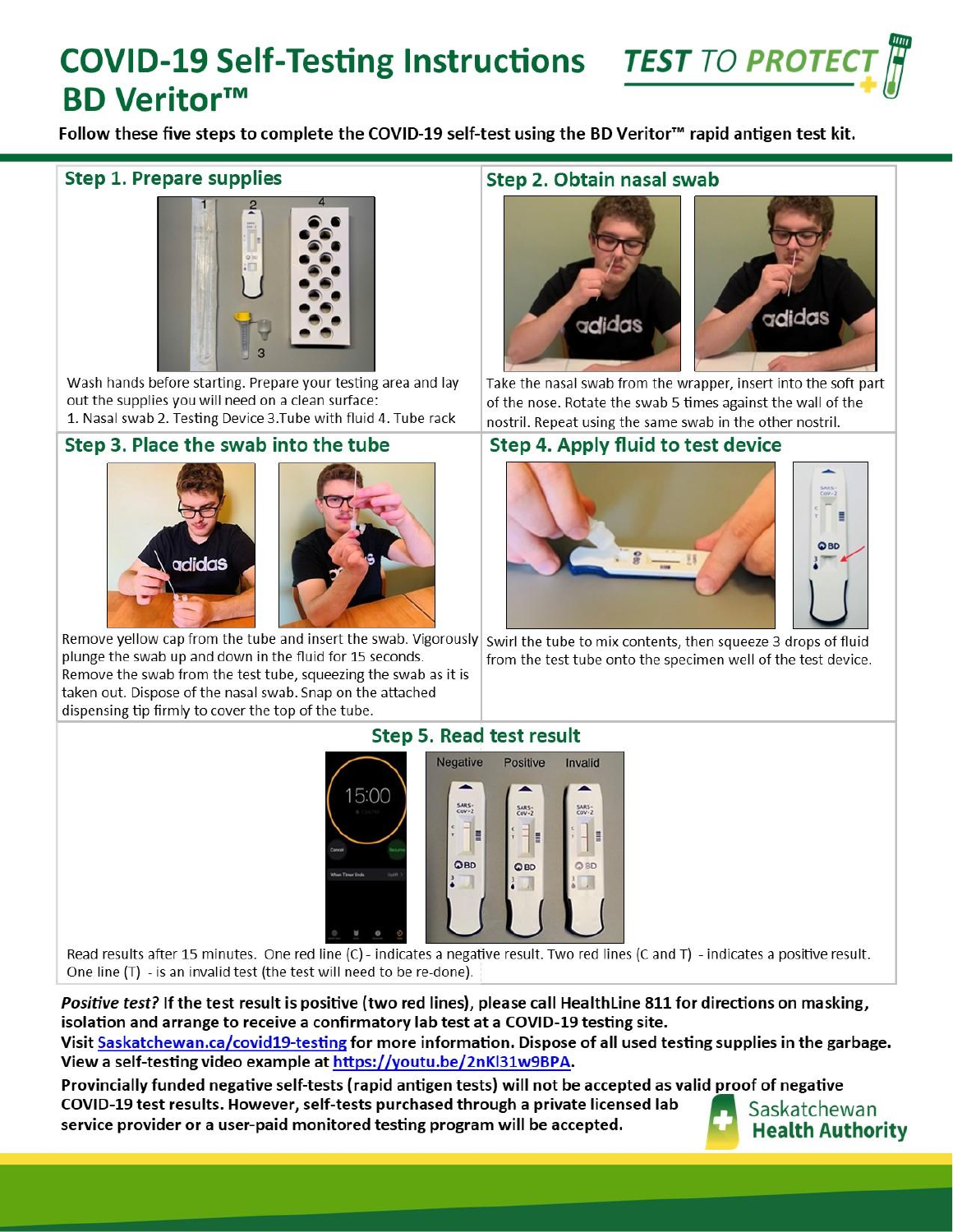# COVID-19 Self-Testing Instructions BD Veritor™

TEST TO PROTECT

**Follow these five steps to complete the COVID-19 self-test using the BD Veritor™ rapid antigen test kit.**

## Step 1. Prepare supplies

Wash hands before starting. Prepare your testing area and lay out the supplies you will need on a clean surface:
1. Nasal swab 2. Testing Device 3.Tube with fluid 4. Tube rack

## Step 2. Obtain nasal swab

Take the nasal swab from the wrapper, insert into the soft part of the nose. Rotate the swab 5 times against the wall of the nostril. Repeat using the same swab in the other nostril.

## Step 3. Place the swab into the tube

Remove yellow cap from the tube and insert the swab. Vigorously plunge the swab up and down in the fluid for 15 seconds. Remove the swab from the test tube, squeezing the swab as it is taken out. Dispose of the nasal swab. Snap on the attached dispensing tip firmly to cover the top of the tube.

## Step 4. Apply fluid to test device

Swirl the tube to mix contents, then squeeze 3 drops of fluid from the test tube onto the specimen well of the test device.

## Step 5. Read test result

Negative Positive Invalid

Read results after 15 minutes. One red line (C) - indicates a negative result. Two red lines (C and T) - indicates a positive result. One line (T) - is an invalid test (the test will need to be re-done).

***Positive test?*** **If the test result is positive (two red lines), please call HealthLine 811 for directions on masking, isolation and arrange to receive a confirmatory lab test at a COVID-19 testing site.**

**Visit [Saskatchewan.ca/covid19-testing](Saskatchewan.ca/covid19-testing) for more information. Dispose of all used testing supplies in the garbage. View a self-testing video example at [https://youtu.be/2nKl31w9BPA](https://youtu.be/2nKl31w9BPA).**

**Provincially funded negative self-tests (rapid antigen tests) will not be accepted as valid proof of negative COVID-19 test results. However, self-tests purchased through a private licensed lab service provider or a user-paid monitored testing program will be accepted.**

Saskatchewan Health Authority